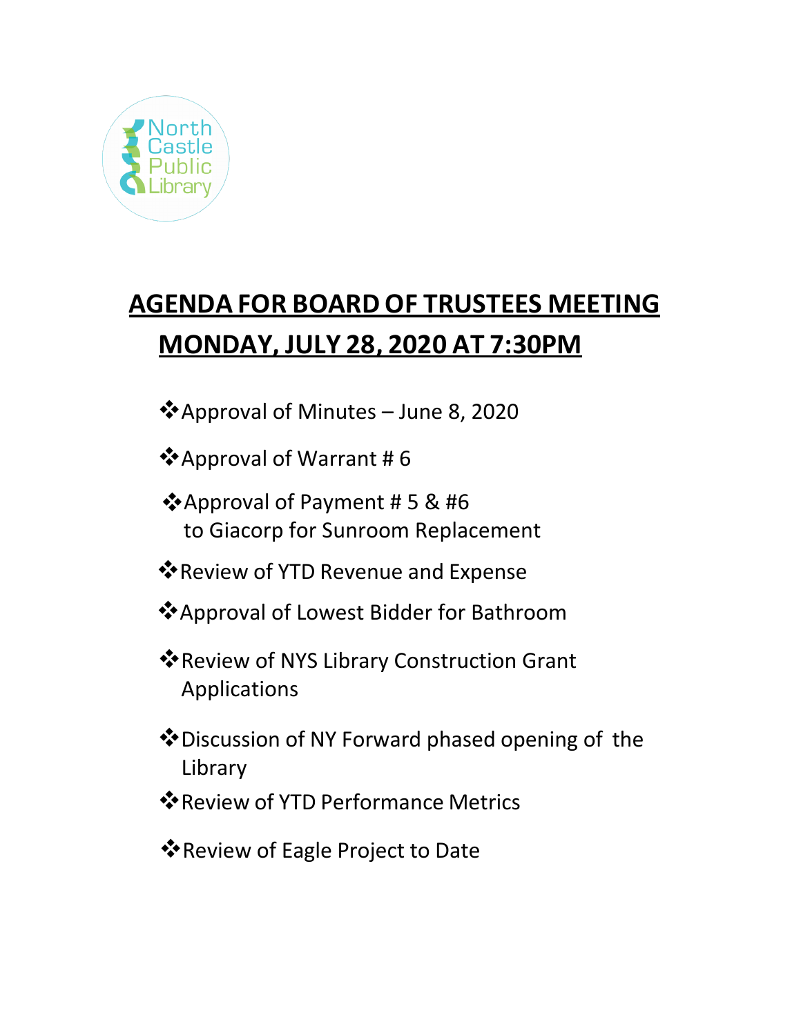North Castle Public Library

# AGENDA FOR BOARD OF TRUSTEES MEETING

# MONDAY, JULY 28, 2020 AT 7:30PM

- Approval of Minutes – June 8, 2020
- Approval of Warrant # 6
- Approval of Payment # 5 & #6 to Giacorp for Sunroom Replacement
- Review of YTD Revenue and Expense
- Approval of Lowest Bidder for Bathroom
- Review of NYS Library Construction Grant Applications
- Discussion of NY Forward phased opening of the Library
- Review of YTD Performance Metrics
- Review of Eagle Project to Date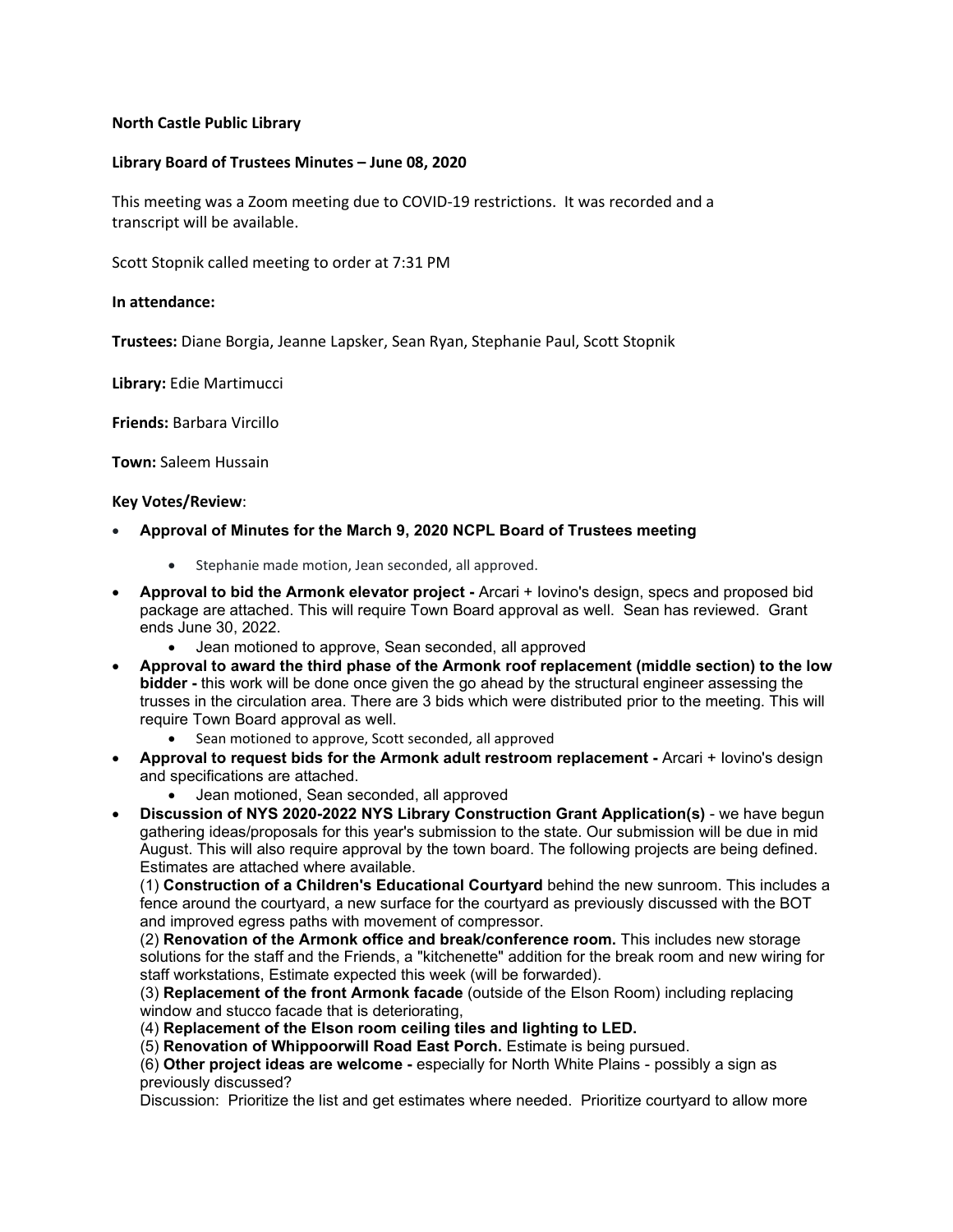**North Castle Public Library**

**Library Board of Trustees Minutes – June 08, 2020**

This meeting was a Zoom meeting due to COVID-19 restrictions. It was recorded and a transcript will be available.

Scott Stopnik called meeting to order at 7:31 PM

**In attendance:**

**Trustees:** Diane Borgia, Jeanne Lapsker, Sean Ryan, Stephanie Paul, Scott Stopnik

**Library:** Edie Martimucci

**Friends:** Barbara Vircillo

**Town:** Saleem Hussain

**Key Votes/Review**:

- **Approval of Minutes for the March 9, 2020 NCPL Board of Trustees meeting**
  - Stephanie made motion, Jean seconded, all approved.
- **Approval to bid the Armonk elevator project -** Arcari + Iovino's design, specs and proposed bid package are attached. This will require Town Board approval as well. Sean has reviewed. Grant ends June 30, 2022.
  - Jean motioned to approve, Sean seconded, all approved
- **Approval to award the third phase of the Armonk roof replacement (middle section) to the low bidder -** this work will be done once given the go ahead by the structural engineer assessing the trusses in the circulation area. There are 3 bids which were distributed prior to the meeting. This will require Town Board approval as well.
  - Sean motioned to approve, Scott seconded, all approved
- **Approval to request bids for the Armonk adult restroom replacement -** Arcari + Iovino's design and specifications are attached.
  - Jean motioned, Sean seconded, all approved
- **Discussion of NYS 2020-2022 NYS Library Construction Grant Application(s)** - we have begun gathering ideas/proposals for this year's submission to the state. Our submission will be due in mid August. This will also require approval by the town board. The following projects are being defined. Estimates are attached where available.

  (1) **Construction of a Children's Educational Courtyard** behind the new sunroom. This includes a fence around the courtyard, a new surface for the courtyard as previously discussed with the BOT and improved egress paths with movement of compressor.

  (2) **Renovation of the Armonk office and break/conference room.** This includes new storage solutions for the staff and the Friends, a "kitchenette" addition for the break room and new wiring for staff workstations, Estimate expected this week (will be forwarded).

  (3) **Replacement of the front Armonk facade** (outside of the Elson Room) including replacing window and stucco facade that is deteriorating,

  (4) **Replacement of the Elson room ceiling tiles and lighting to LED.**

  (5) **Renovation of Whippoorwill Road East Porch.** Estimate is being pursued.

  (6) **Other project ideas are welcome -** especially for North White Plains - possibly a sign as previously discussed?

  Discussion: Prioritize the list and get estimates where needed. Prioritize courtyard to allow more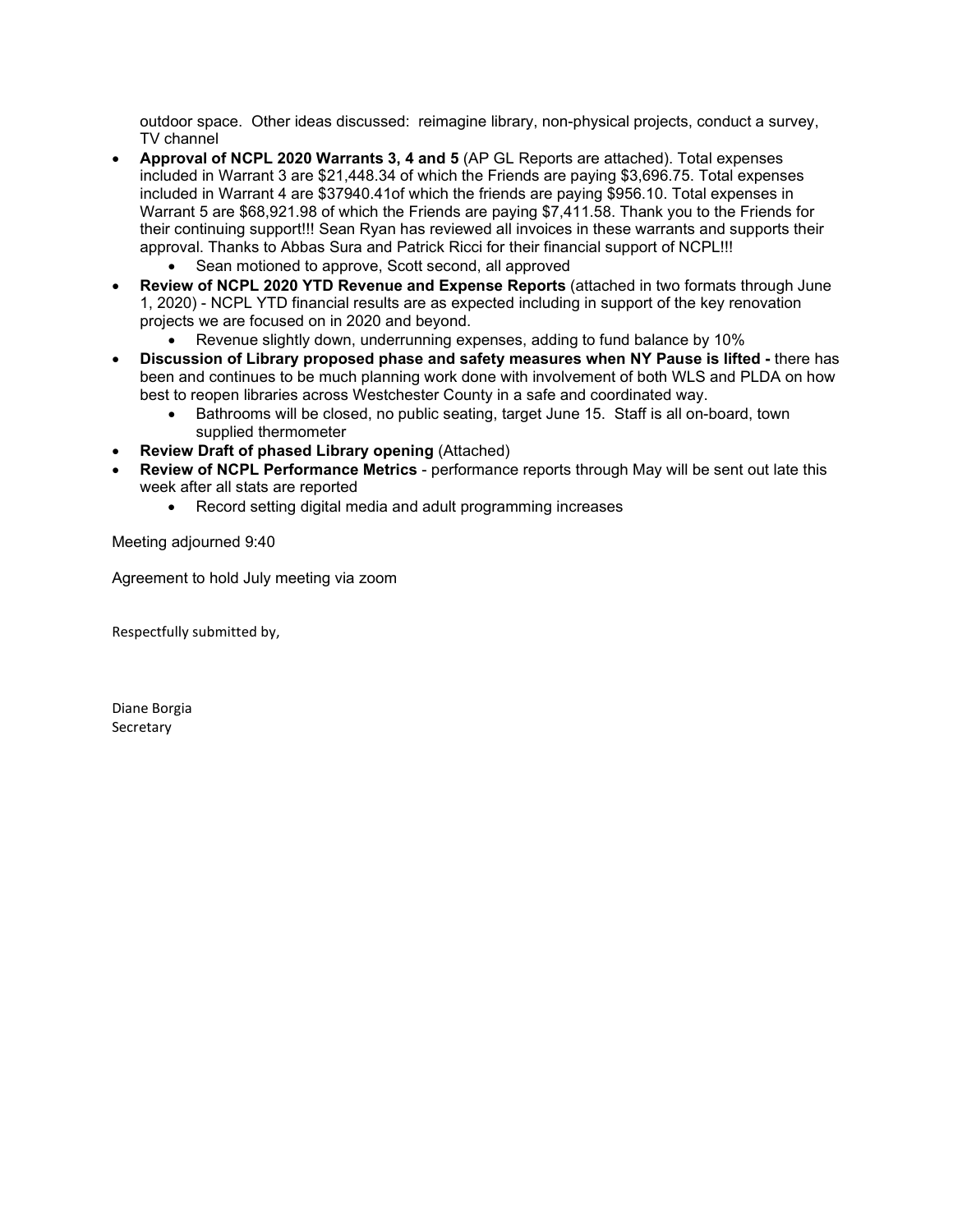outdoor space. Other ideas discussed: reimagine library, non-physical projects, conduct a survey, TV channel

- **Approval of NCPL 2020 Warrants 3, 4 and 5** (AP GL Reports are attached). Total expenses included in Warrant 3 are $21,448.34 of which the Friends are paying $3,696.75. Total expenses included in Warrant 4 are $37940.41of which the friends are paying $956.10. Total expenses in Warrant 5 are $68,921.98 of which the Friends are paying $7,411.58. Thank you to the Friends for their continuing support!!! Sean Ryan has reviewed all invoices in these warrants and supports their approval. Thanks to Abbas Sura and Patrick Ricci for their financial support of NCPL!!!
    - Sean motioned to approve, Scott second, all approved
- **Review of NCPL 2020 YTD Revenue and Expense Reports** (attached in two formats through June 1, 2020) - NCPL YTD financial results are as expected including in support of the key renovation projects we are focused on in 2020 and beyond.
    - Revenue slightly down, underrunning expenses, adding to fund balance by 10%
- **Discussion of Library proposed phase and safety measures when NY Pause is lifted -** there has been and continues to be much planning work done with involvement of both WLS and PLDA on how best to reopen libraries across Westchester County in a safe and coordinated way.
    - Bathrooms will be closed, no public seating, target June 15. Staff is all on-board, town supplied thermometer
- **Review Draft of phased Library opening** (Attached)
- **Review of NCPL Performance Metrics** - performance reports through May will be sent out late this week after all stats are reported
    - Record setting digital media and adult programming increases

Meeting adjourned 9:40

Agreement to hold July meeting via zoom

Respectfully submitted by,

Diane Borgia
Secretary